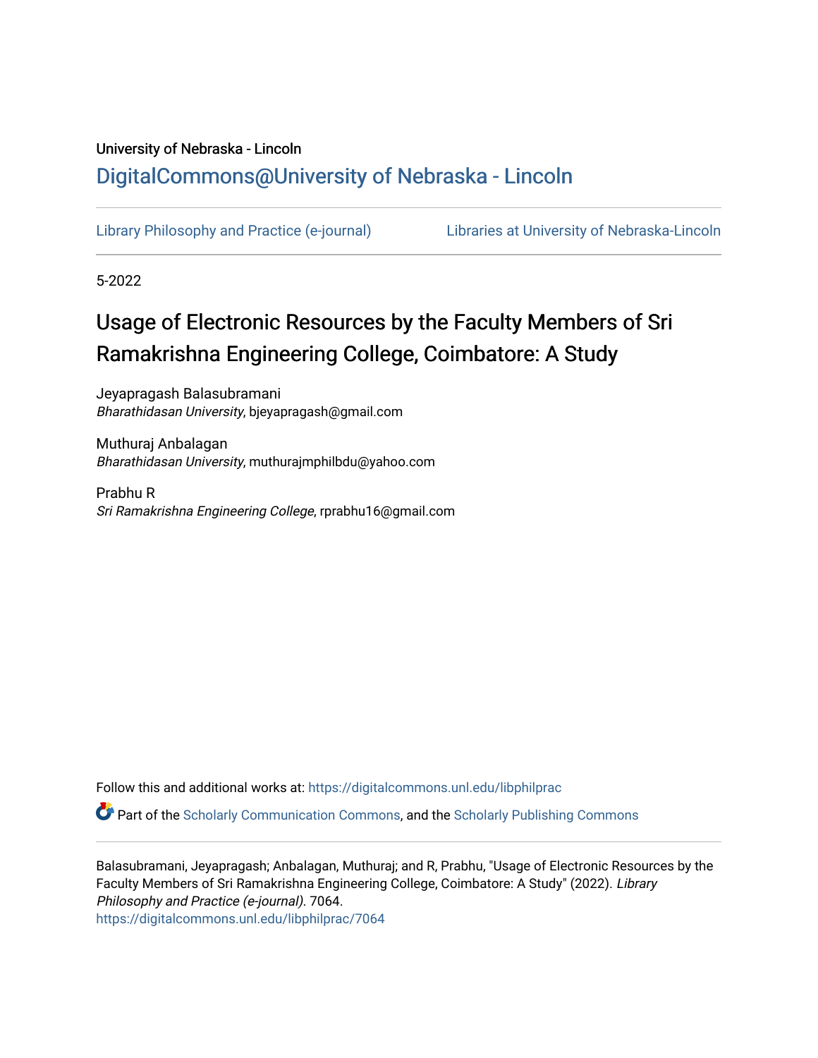University of Nebraska - Lincoln

## DigitalCommons@University of Nebraska - Lincoln

Library Philosophy and Practice (e-journal) | Libraries at University of Nebraska-Lincoln

5-2022

# Usage of Electronic Resources by the Faculty Members of Sri Ramakrishna Engineering College, Coimbatore: A Study

Jeyapragash Balasubramani
*Bharathidasan University*, bjeyapragash@gmail.com

Muthuraj Anbalagan
*Bharathidasan University*, muthurajmphilbdu@yahoo.com

Prabhu R
*Sri Ramakrishna Engineering College*, rprabhu16@gmail.com

Follow this and additional works at: https://digitalcommons.unl.edu/libphilprac

Part of the Scholarly Communication Commons, and the Scholarly Publishing Commons

Balasubramani, Jeyapragash; Anbalagan, Muthuraj; and R, Prabhu, "Usage of Electronic Resources by the Faculty Members of Sri Ramakrishna Engineering College, Coimbatore: A Study" (2022). *Library Philosophy and Practice (e-journal)*. 7064.
https://digitalcommons.unl.edu/libphilprac/7064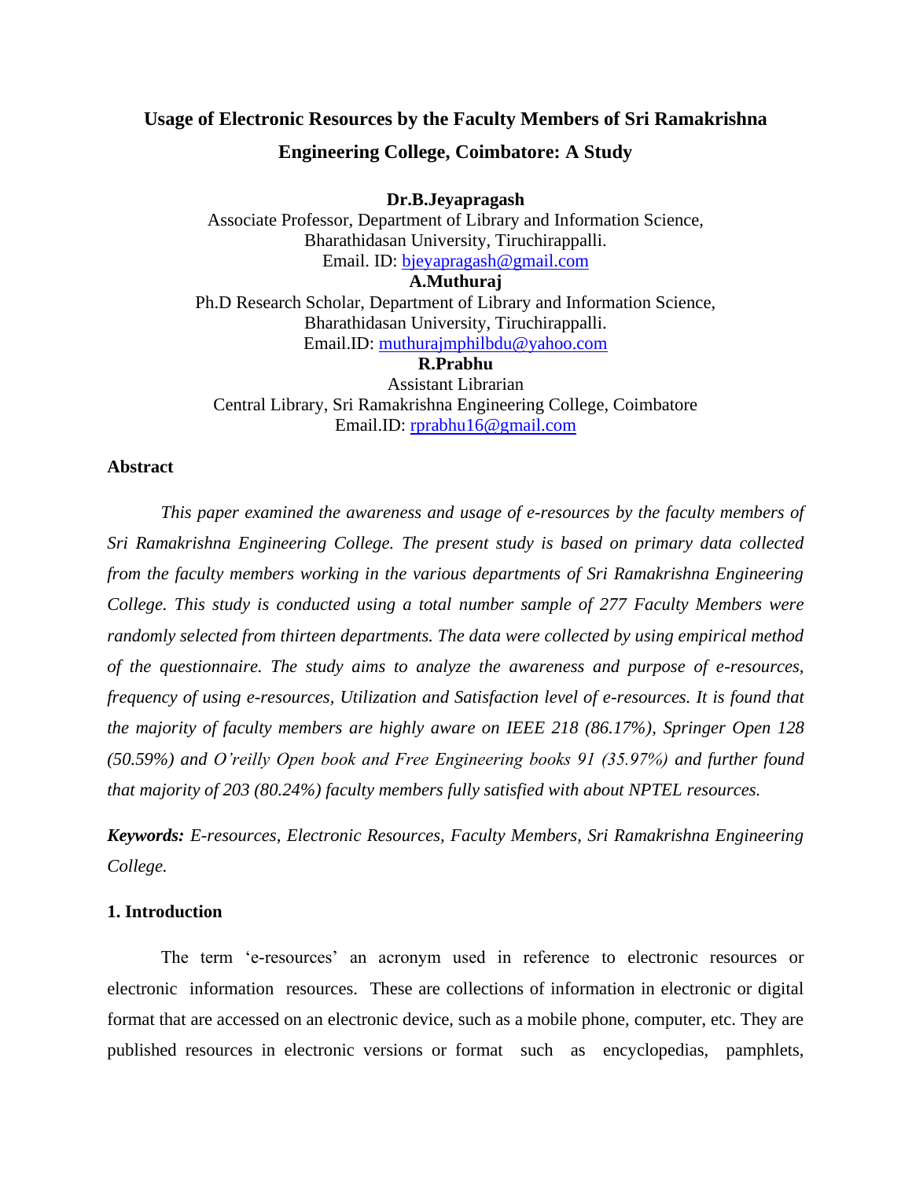# Usage of Electronic Resources by the Faculty Members of Sri Ramakrishna Engineering College, Coimbatore: A Study

**Dr.B.Jeyapragash**
Associate Professor, Department of Library and Information Science,
Bharathidasan University, Tiruchirappalli.
Email. ID: bjeyapragash@gmail.com

**A.Muthuraj**
Ph.D Research Scholar, Department of Library and Information Science,
Bharathidasan University, Tiruchirappalli.
Email.ID: muthurajmphilbdu@yahoo.com

**R.Prabhu**
Assistant Librarian
Central Library, Sri Ramakrishna Engineering College, Coimbatore
Email.ID: rprabhu16@gmail.com

## Abstract

*This paper examined the awareness and usage of e-resources by the faculty members of Sri Ramakrishna Engineering College. The present study is based on primary data collected from the faculty members working in the various departments of Sri Ramakrishna Engineering College. This study is conducted using a total number sample of 277 Faculty Members were randomly selected from thirteen departments. The data were collected by using empirical method of the questionnaire. The study aims to analyze the awareness and purpose of e-resources, frequency of using e-resources, Utilization and Satisfaction level of e-resources. It is found that the majority of faculty members are highly aware on IEEE 218 (86.17%), Springer Open 128 (50.59%) and O'reilly Open book and Free Engineering books 91 (35.97%) and further found that majority of 203 (80.24%) faculty members fully satisfied with about NPTEL resources.*

***Keywords:*** *E-resources, Electronic Resources, Faculty Members, Sri Ramakrishna Engineering College.*

## 1. Introduction

The term 'e-resources' an acronym used in reference to electronic resources or electronic information resources. These are collections of information in electronic or digital format that are accessed on an electronic device, such as a mobile phone, computer, etc. They are published resources in electronic versions or format such as encyclopedias, pamphlets,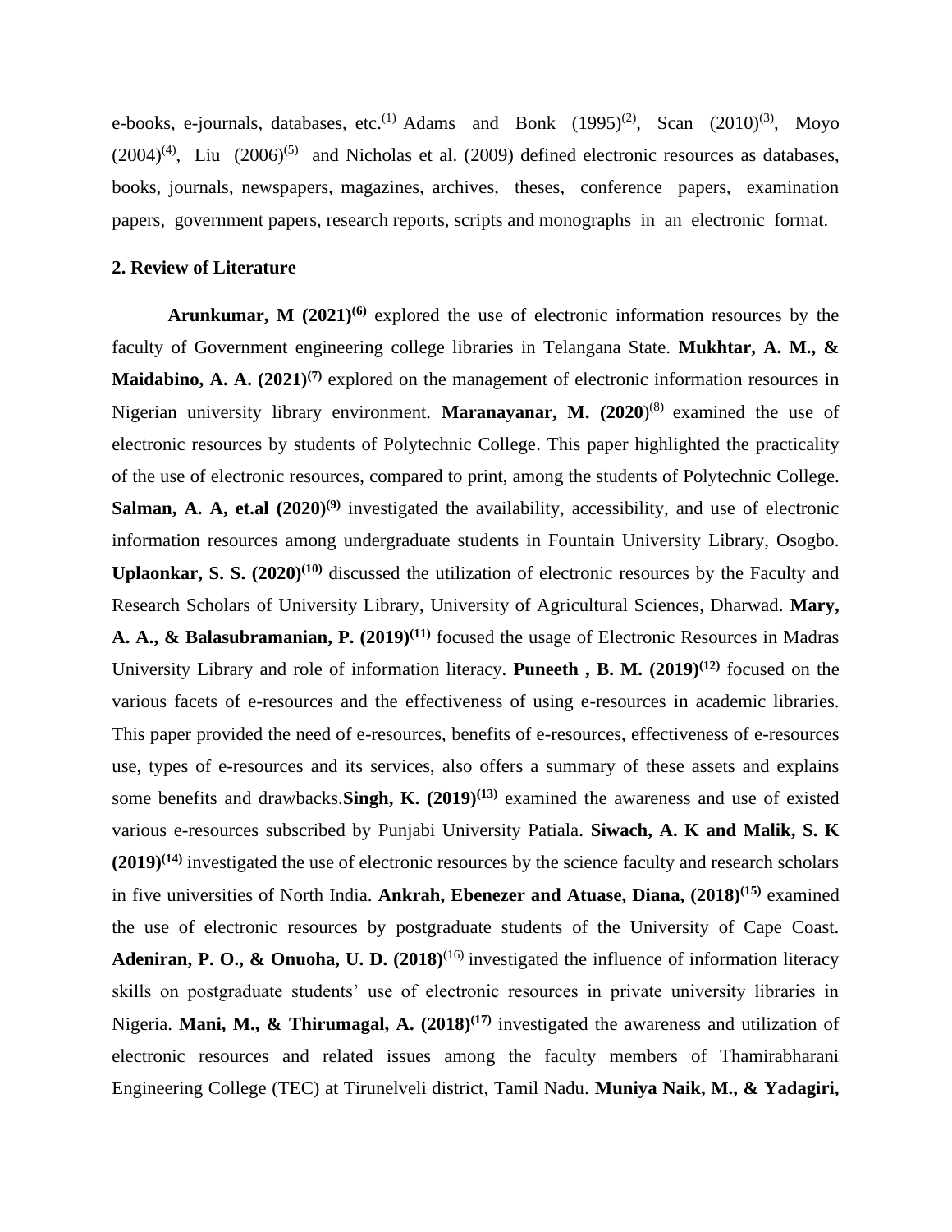e-books, e-journals, databases, etc.[1] Adams and Bonk (1995)[2], Scan (2010)[3], Moyo (2004)[4], Liu (2006)[5] and Nicholas et al. (2009) defined electronic resources as databases, books, journals, newspapers, magazines, archives, theses, conference papers, examination papers, government papers, research reports, scripts and monographs in an electronic format.

**2. Review of Literature**

**Arunkumar, M (2021)[6]** explored the use of electronic information resources by the faculty of Government engineering college libraries in Telangana State. **Mukhtar, A. M., & Maidabino, A. A. (2021)[7]** explored on the management of electronic information resources in Nigerian university library environment. **Maranayanar, M. (2020)**[8] examined the use of electronic resources by students of Polytechnic College. This paper highlighted the practicality of the use of electronic resources, compared to print, among the students of Polytechnic College. **Salman, A. A, et.al (2020)[9]** investigated the availability, accessibility, and use of electronic information resources among undergraduate students in Fountain University Library, Osogbo. **Uplaonkar, S. S. (2020)[10]** discussed the utilization of electronic resources by the Faculty and Research Scholars of University Library, University of Agricultural Sciences, Dharwad. **Mary, A. A., & Balasubramanian, P. (2019)[11]** focused the usage of Electronic Resources in Madras University Library and role of information literacy. **Puneeth , B. M. (2019)[12]** focused on the various facets of e-resources and the effectiveness of using e-resources in academic libraries. This paper provided the need of e-resources, benefits of e-resources, effectiveness of e-resources use, types of e-resources and its services, also offers a summary of these assets and explains some benefits and drawbacks.**Singh, K. (2019)[13]** examined the awareness and use of existed various e-resources subscribed by Punjabi University Patiala. **Siwach, A. K and Malik, S. K (2019)[14]** investigated the use of electronic resources by the science faculty and research scholars in five universities of North India. **Ankrah, Ebenezer and Atuase, Diana, (2018)[15]** examined the use of electronic resources by postgraduate students of the University of Cape Coast. **Adeniran, P. O., & Onuoha, U. D. (2018)**[16] investigated the influence of information literacy skills on postgraduate students' use of electronic resources in private university libraries in Nigeria. **Mani, M., & Thirumagal, A. (2018)[17]** investigated the awareness and utilization of electronic resources and related issues among the faculty members of Thamirabharani Engineering College (TEC) at Tirunelveli district, Tamil Nadu. **Muniya Naik, M., & Yadagiri,**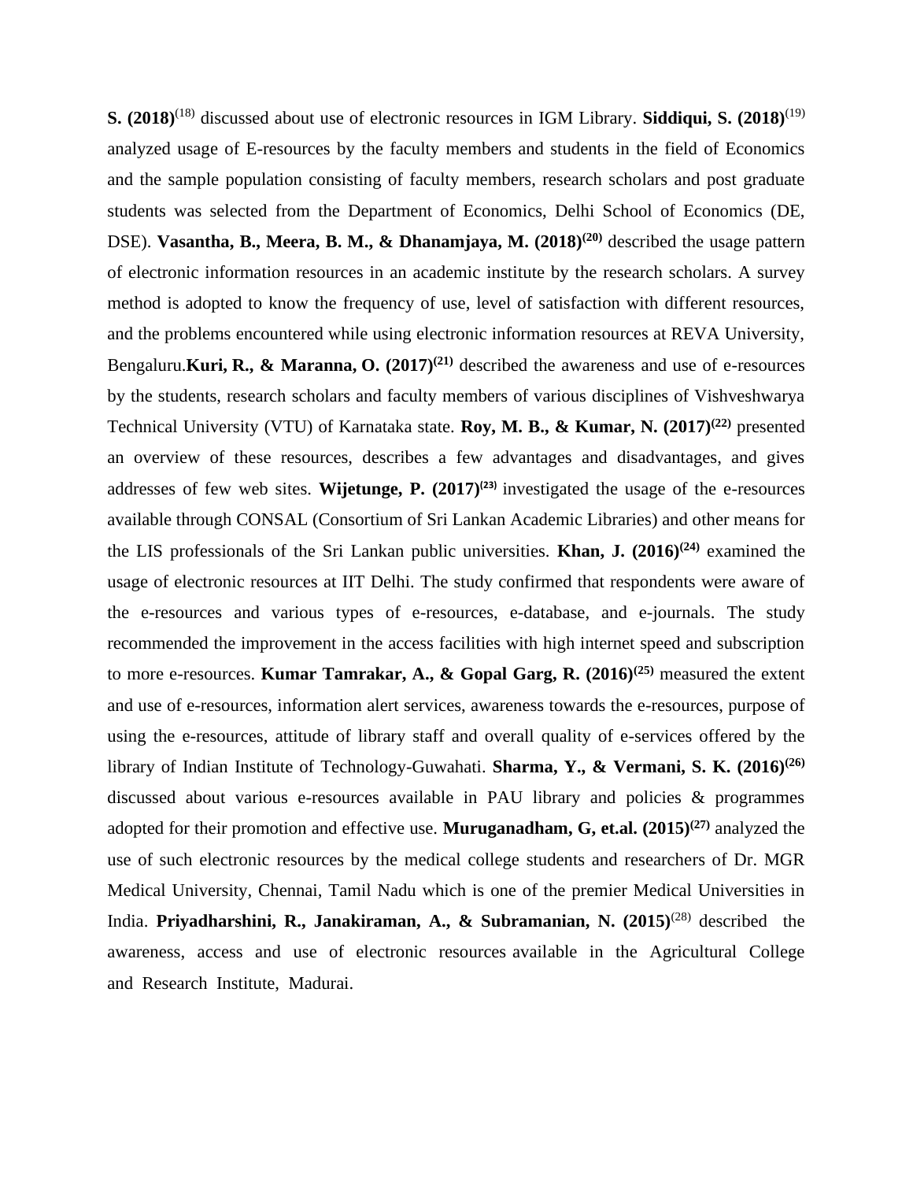**S. (2018)**[18] discussed about use of electronic resources in IGM Library. **Siddiqui, S. (2018)**[19] analyzed usage of E-resources by the faculty members and students in the field of Economics and the sample population consisting of faculty members, research scholars and post graduate students was selected from the Department of Economics, Delhi School of Economics (DE, DSE). **Vasantha, B., Meera, B. M., & Dhanamjaya, M. (2018)[20]** described the usage pattern of electronic information resources in an academic institute by the research scholars. A survey method is adopted to know the frequency of use, level of satisfaction with different resources, and the problems encountered while using electronic information resources at REVA University, Bengaluru.**Kuri, R., & Maranna, O. (2017)[21]** described the awareness and use of e-resources by the students, research scholars and faculty members of various disciplines of Vishveshwarya Technical University (VTU) of Karnataka state. **Roy, M. B., & Kumar, N. (2017)[22]** presented an overview of these resources, describes a few advantages and disadvantages, and gives addresses of few web sites. **Wijetunge, P. (2017)[23]** investigated the usage of the e-resources available through CONSAL (Consortium of Sri Lankan Academic Libraries) and other means for the LIS professionals of the Sri Lankan public universities. **Khan, J. (2016)[24]** examined the usage of electronic resources at IIT Delhi. The study confirmed that respondents were aware of the e-resources and various types of e-resources, e-database, and e-journals. The study recommended the improvement in the access facilities with high internet speed and subscription to more e-resources. **Kumar Tamrakar, A., & Gopal Garg, R. (2016)[25]** measured the extent and use of e-resources, information alert services, awareness towards the e-resources, purpose of using the e-resources, attitude of library staff and overall quality of e-services offered by the library of Indian Institute of Technology-Guwahati. **Sharma, Y., & Vermani, S. K. (2016)[26]** discussed about various e-resources available in PAU library and policies & programmes adopted for their promotion and effective use. **Muruganadham, G, et.al. (2015)[27]** analyzed the use of such electronic resources by the medical college students and researchers of Dr. MGR Medical University, Chennai, Tamil Nadu which is one of the premier Medical Universities in India. **Priyadharshini, R., Janakiraman, A., & Subramanian, N. (2015)**[28] described the awareness, access and use of electronic resources available in the Agricultural College and Research Institute, Madurai.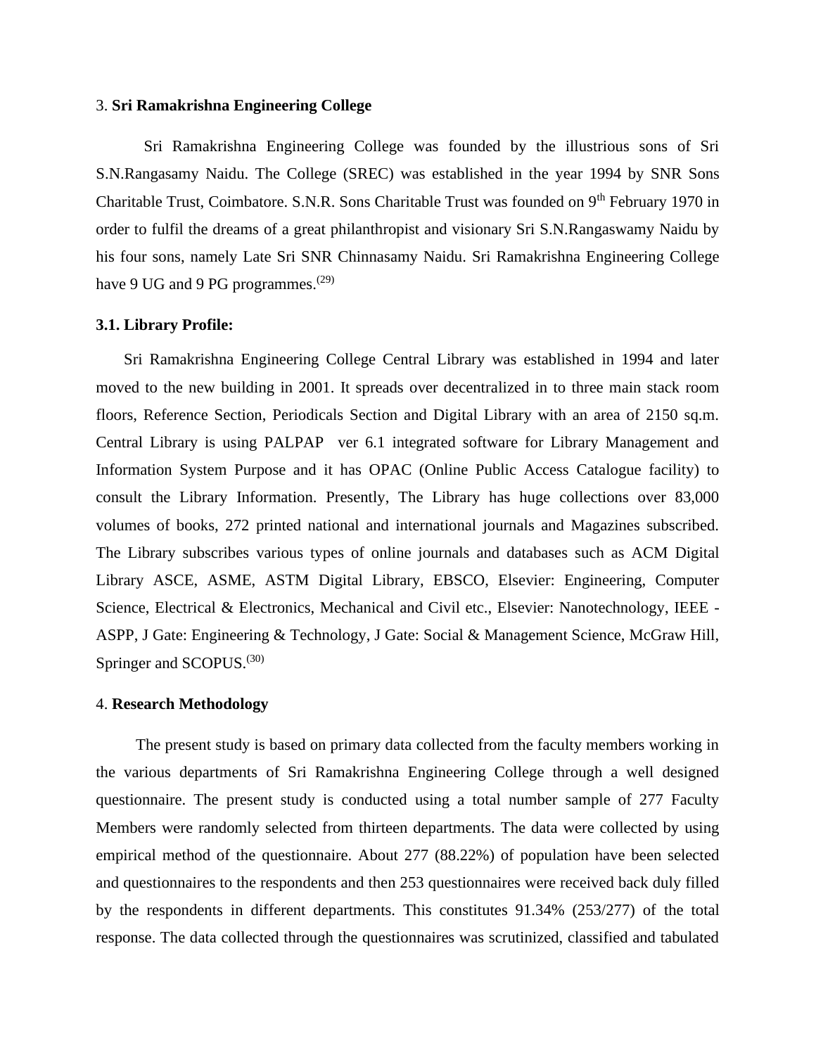## 3. **Sri Ramakrishna Engineering College**

Sri Ramakrishna Engineering College was founded by the illustrious sons of Sri S.N.Rangasamy Naidu. The College (SREC) was established in the year 1994 by SNR Sons Charitable Trust, Coimbatore. S.N.R. Sons Charitable Trust was founded on 9th February 1970 in order to fulfil the dreams of a great philanthropist and visionary Sri S.N.Rangaswamy Naidu by his four sons, namely Late Sri SNR Chinnasamy Naidu. Sri Ramakrishna Engineering College have 9 UG and 9 PG programmes.[29]

### 3.1. Library Profile:

Sri Ramakrishna Engineering College Central Library was established in 1994 and later moved to the new building in 2001. It spreads over decentralized in to three main stack room floors, Reference Section, Periodicals Section and Digital Library with an area of 2150 sq.m. Central Library is using PALPAP ver 6.1 integrated software for Library Management and Information System Purpose and it has OPAC (Online Public Access Catalogue facility) to consult the Library Information. Presently, The Library has huge collections over 83,000 volumes of books, 272 printed national and international journals and Magazines subscribed. The Library subscribes various types of online journals and databases such as ACM Digital Library ASCE, ASME, ASTM Digital Library, EBSCO, Elsevier: Engineering, Computer Science, Electrical & Electronics, Mechanical and Civil etc., Elsevier: Nanotechnology, IEEE - ASPP, J Gate: Engineering & Technology, J Gate: Social & Management Science, McGraw Hill, Springer and SCOPUS.[30]

## 4. **Research Methodology**

The present study is based on primary data collected from the faculty members working in the various departments of Sri Ramakrishna Engineering College through a well designed questionnaire. The present study is conducted using a total number sample of 277 Faculty Members were randomly selected from thirteen departments. The data were collected by using empirical method of the questionnaire. About 277 (88.22%) of population have been selected and questionnaires to the respondents and then 253 questionnaires were received back duly filled by the respondents in different departments. This constitutes 91.34% (253/277) of the total response. The data collected through the questionnaires was scrutinized, classified and tabulated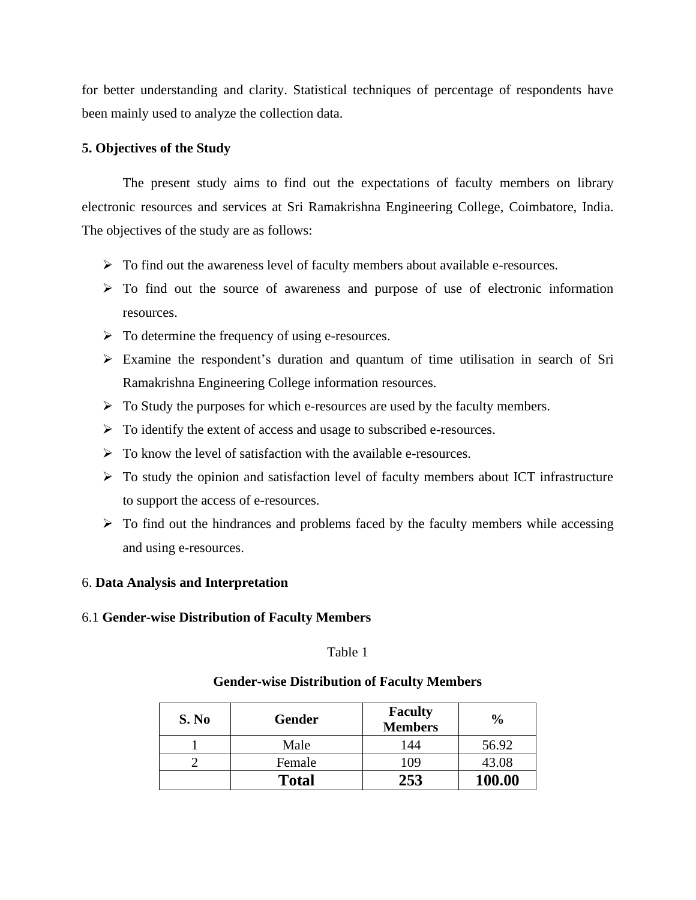for better understanding and clarity. Statistical techniques of percentage of respondents have been mainly used to analyze the collection data.

## 5. Objectives of the Study

The present study aims to find out the expectations of faculty members on library electronic resources and services at Sri Ramakrishna Engineering College, Coimbatore, India. The objectives of the study are as follows:

- To find out the awareness level of faculty members about available e-resources.
- To find out the source of awareness and purpose of use of electronic information resources.
- To determine the frequency of using e-resources.
- Examine the respondent's duration and quantum of time utilisation in search of Sri Ramakrishna Engineering College information resources.
- To Study the purposes for which e-resources are used by the faculty members.
- To identify the extent of access and usage to subscribed e-resources.
- To know the level of satisfaction with the available e-resources.
- To study the opinion and satisfaction level of faculty members about ICT infrastructure to support the access of e-resources.
- To find out the hindrances and problems faced by the faculty members while accessing and using e-resources.

## 6. Data Analysis and Interpretation

### 6.1 Gender-wise Distribution of Faculty Members

Table 1

**Gender-wise Distribution of Faculty Members**

| S. No | Gender | Faculty Members | % |
|---|---|---|---|
| 1 | Male | 144 | 56.92 |
| 2 | Female | 109 | 43.08 |
| | **Total** | **253** | **100.00** |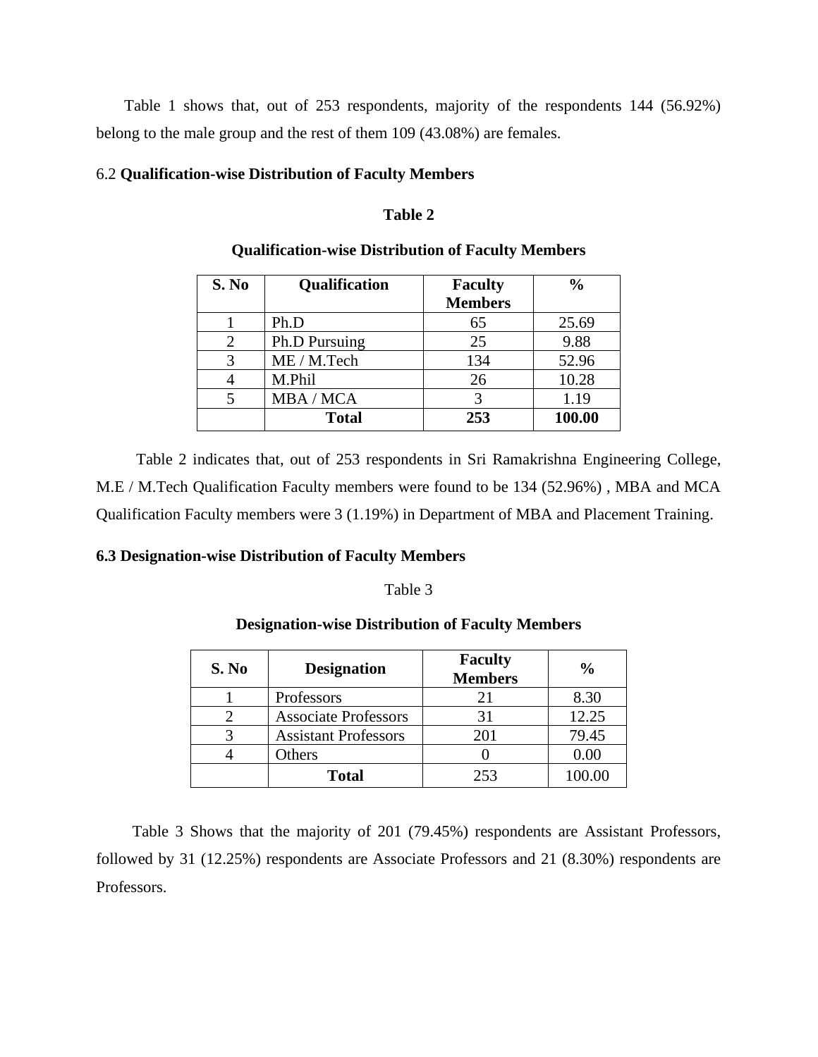Table 1 shows that, out of 253 respondents, majority of the respondents 144 (56.92%) belong to the male group and the rest of them 109 (43.08%) are females.

## 6.2 **Qualification-wise Distribution of Faculty Members**

**Table 2**

**Qualification-wise Distribution of Faculty Members**

| S. No | Qualification | Faculty Members | % |
|---|---|---|---|
| 1 | Ph.D | 65 | 25.69 |
| 2 | Ph.D Pursuing | 25 | 9.88 |
| 3 | ME / M.Tech | 134 | 52.96 |
| 4 | M.Phil | 26 | 10.28 |
| 5 | MBA / MCA | 3 | 1.19 |
| | **Total** | **253** | **100.00** |

Table 2 indicates that, out of 253 respondents in Sri Ramakrishna Engineering College, M.E / M.Tech Qualification Faculty members were found to be 134 (52.96%) , MBA and MCA Qualification Faculty members were 3 (1.19%) in Department of MBA and Placement Training.

## 6.3 Designation-wise Distribution of Faculty Members

Table 3

**Designation-wise Distribution of Faculty Members**

| S. No | Designation | Faculty Members | % |
|---|---|---|---|
| 1 | Professors | 21 | 8.30 |
| 2 | Associate Professors | 31 | 12.25 |
| 3 | Assistant Professors | 201 | 79.45 |
| 4 | Others | 0 | 0.00 |
| | **Total** | 253 | 100.00 |

Table 3 Shows that the majority of 201 (79.45%) respondents are Assistant Professors, followed by 31 (12.25%) respondents are Associate Professors and 21 (8.30%) respondents are Professors.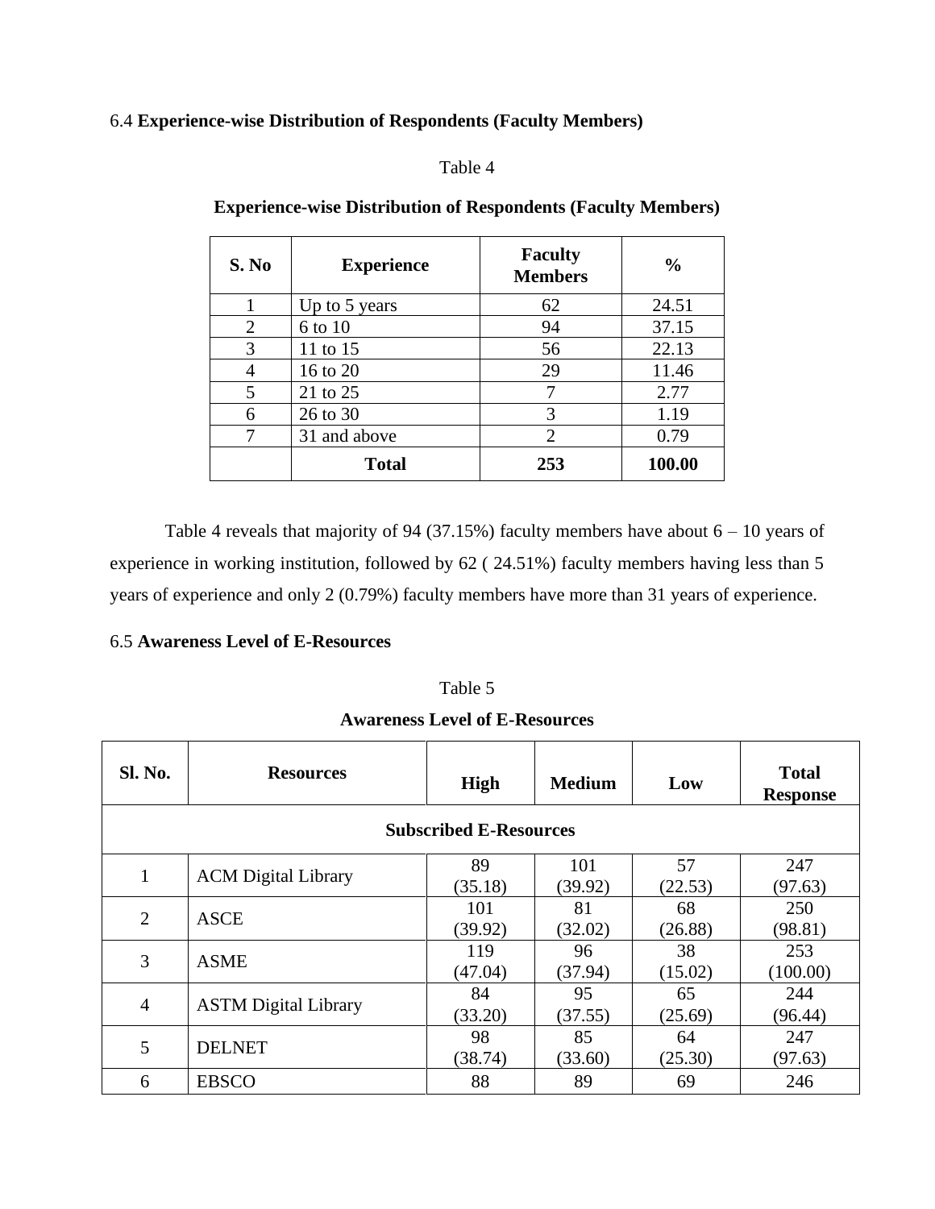6.4 **Experience-wise Distribution of Respondents (Faculty Members)**

Table 4

**Experience-wise Distribution of Respondents (Faculty Members)**

| S. No | Experience | Faculty Members | % |
|---|---|---|---|
| 1 | Up to 5 years | 62 | 24.51 |
| 2 | 6 to 10 | 94 | 37.15 |
| 3 | 11 to 15 | 56 | 22.13 |
| 4 | 16 to 20 | 29 | 11.46 |
| 5 | 21 to 25 | 7 | 2.77 |
| 6 | 26 to 30 | 3 | 1.19 |
| 7 | 31 and above | 2 | 0.79 |
| | **Total** | **253** | **100.00** |

Table 4 reveals that majority of 94 (37.15%) faculty members have about 6 – 10 years of experience in working institution, followed by 62 ( 24.51%) faculty members having less than 5 years of experience and only 2 (0.79%) faculty members have more than 31 years of experience.

6.5 **Awareness Level of E-Resources**

Table 5

**Awareness Level of E-Resources**

| Sl. No. | Resources | High | Medium | Low | Total Response |
|---|---|---|---|---|---|
| **Subscribed E-Resources** | | | | | |
| 1 | ACM Digital Library | 89 (35.18) | 101 (39.92) | 57 (22.53) | 247 (97.63) |
| 2 | ASCE | 101 (39.92) | 81 (32.02) | 68 (26.88) | 250 (98.81) |
| 3 | ASME | 119 (47.04) | 96 (37.94) | 38 (15.02) | 253 (100.00) |
| 4 | ASTM Digital Library | 84 (33.20) | 95 (37.55) | 65 (25.69) | 244 (96.44) |
| 5 | DELNET | 98 (38.74) | 85 (33.60) | 64 (25.30) | 247 (97.63) |
| 6 | EBSCO | 88 | 89 | 69 | 246 |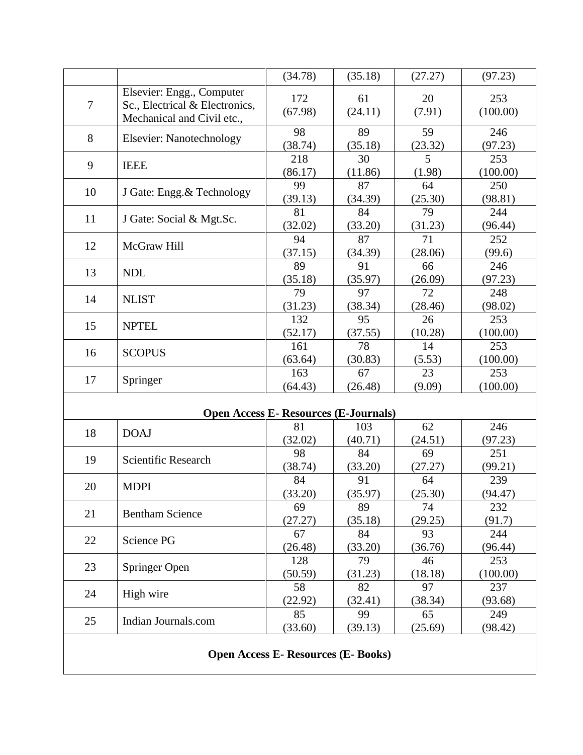| | | | | | |
|---|---|---|---|---|---|
| | | (34.78) | (35.18) | (27.27) | (97.23) |
| 7 | Elsevier: Engg., Computer Sc., Electrical & Electronics, Mechanical and Civil etc., | 172 (67.98) | 61 (24.11) | 20 (7.91) | 253 (100.00) |
| 8 | Elsevier: Nanotechnology | 98 (38.74) | 89 (35.18) | 59 (23.32) | 246 (97.23) |
| 9 | IEEE | 218 (86.17) | 30 (11.86) | 5 (1.98) | 253 (100.00) |
| 10 | J Gate: Engg.& Technology | 99 (39.13) | 87 (34.39) | 64 (25.30) | 250 (98.81) |
| 11 | J Gate: Social & Mgt.Sc. | 81 (32.02) | 84 (33.20) | 79 (31.23) | 244 (96.44) |
| 12 | McGraw Hill | 94 (37.15) | 87 (34.39) | 71 (28.06) | 252 (99.6) |
| 13 | NDL | 89 (35.18) | 91 (35.97) | 66 (26.09) | 246 (97.23) |
| 14 | NLIST | 79 (31.23) | 97 (38.34) | 72 (28.46) | 248 (98.02) |
| 15 | NPTEL | 132 (52.17) | 95 (37.55) | 26 (10.28) | 253 (100.00) |
| 16 | SCOPUS | 161 (63.64) | 78 (30.83) | 14 (5.53) | 253 (100.00) |
| 17 | Springer | 163 (64.43) | 67 (26.48) | 23 (9.09) | 253 (100.00) |
| **Open Access E- Resources (E-Journals)** | | | | | |
| 18 | DOAJ | 81 (32.02) | 103 (40.71) | 62 (24.51) | 246 (97.23) |
| 19 | Scientific Research | 98 (38.74) | 84 (33.20) | 69 (27.27) | 251 (99.21) |
| 20 | MDPI | 84 (33.20) | 91 (35.97) | 64 (25.30) | 239 (94.47) |
| 21 | Bentham Science | 69 (27.27) | 89 (35.18) | 74 (29.25) | 232 (91.7) |
| 22 | Science PG | 67 (26.48) | 84 (33.20) | 93 (36.76) | 244 (96.44) |
| 23 | Springer Open | 128 (50.59) | 79 (31.23) | 46 (18.18) | 253 (100.00) |
| 24 | High wire | 58 (22.92) | 82 (32.41) | 97 (38.34) | 237 (93.68) |
| 25 | Indian Journals.com | 85 (33.60) | 99 (39.13) | 65 (25.69) | 249 (98.42) |
| **Open Access E- Resources (E- Books)** | | | | | |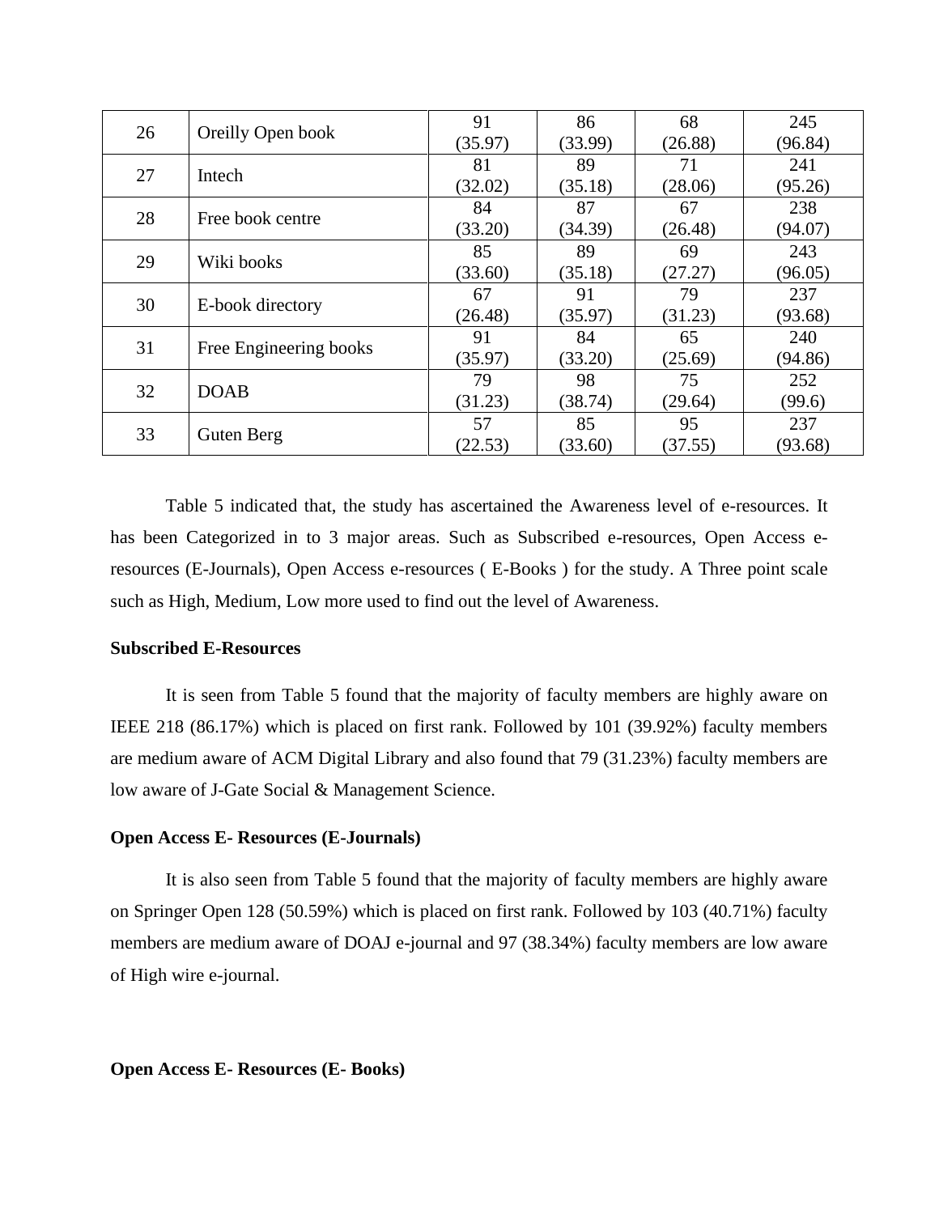| 26 | Oreilly Open book | 91 (35.97) | 86 (33.99) | 68 (26.88) | 245 (96.84) |
|---|---|---|---|---|---|
| 27 | Intech | 81 (32.02) | 89 (35.18) | 71 (28.06) | 241 (95.26) |
| 28 | Free book centre | 84 (33.20) | 87 (34.39) | 67 (26.48) | 238 (94.07) |
| 29 | Wiki books | 85 (33.60) | 89 (35.18) | 69 (27.27) | 243 (96.05) |
| 30 | E-book directory | 67 (26.48) | 91 (35.97) | 79 (31.23) | 237 (93.68) |
| 31 | Free Engineering books | 91 (35.97) | 84 (33.20) | 65 (25.69) | 240 (94.86) |
| 32 | DOAB | 79 (31.23) | 98 (38.74) | 75 (29.64) | 252 (99.6) |
| 33 | Guten Berg | 57 (22.53) | 85 (33.60) | 95 (37.55) | 237 (93.68) |

Table 5 indicated that, the study has ascertained the Awareness level of e-resources. It has been Categorized in to 3 major areas. Such as Subscribed e-resources, Open Access e-resources (E-Journals), Open Access e-resources ( E-Books ) for the study. A Three point scale such as High, Medium, Low more used to find out the level of Awareness.

**Subscribed E-Resources**

It is seen from Table 5 found that the majority of faculty members are highly aware on IEEE 218 (86.17%) which is placed on first rank. Followed by 101 (39.92%) faculty members are medium aware of ACM Digital Library and also found that 79 (31.23%) faculty members are low aware of J-Gate Social & Management Science.

**Open Access E- Resources (E-Journals)**

It is also seen from Table 5 found that the majority of faculty members are highly aware on Springer Open 128 (50.59%) which is placed on first rank. Followed by 103 (40.71%) faculty members are medium aware of DOAJ e-journal and 97 (38.34%) faculty members are low aware of High wire e-journal.

**Open Access E- Resources (E- Books)**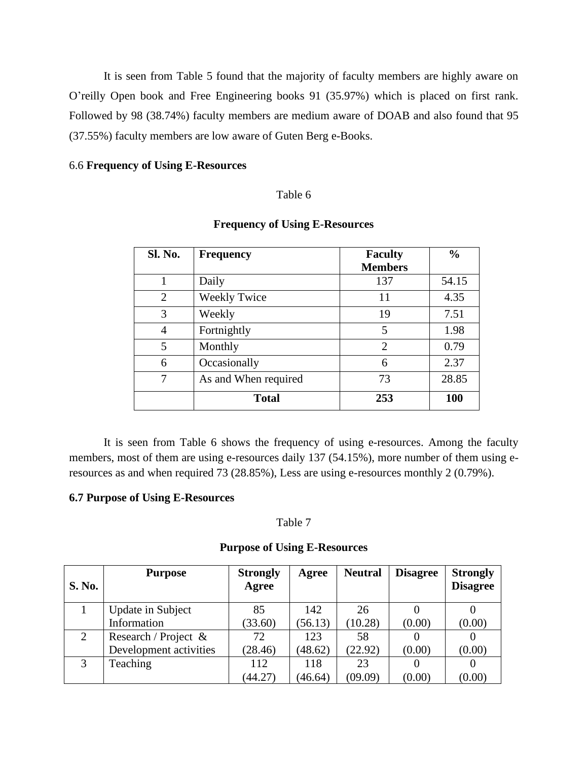It is seen from Table 5 found that the majority of faculty members are highly aware on O'reilly Open book and Free Engineering books 91 (35.97%) which is placed on first rank. Followed by 98 (38.74%) faculty members are medium aware of DOAB and also found that 95 (37.55%) faculty members are low aware of Guten Berg e-Books.

## 6.6 **Frequency of Using E-Resources**

Table 6

**Frequency of Using E-Resources**

| Sl. No. | Frequency | Faculty Members | % |
|---|---|---|---|
| 1 | Daily | 137 | 54.15 |
| 2 | Weekly Twice | 11 | 4.35 |
| 3 | Weekly | 19 | 7.51 |
| 4 | Fortnightly | 5 | 1.98 |
| 5 | Monthly | 2 | 0.79 |
| 6 | Occasionally | 6 | 2.37 |
| 7 | As and When required | 73 | 28.85 |
| | **Total** | **253** | **100** |

It is seen from Table 6 shows the frequency of using e-resources. Among the faculty members, most of them are using e-resources daily 137 (54.15%), more number of them using e-resources as and when required 73 (28.85%), Less are using e-resources monthly 2 (0.79%).

## 6.7 Purpose of Using E-Resources

Table 7

**Purpose of Using E-Resources**

| S. No. | Purpose | Strongly Agree | Agree | Neutral | Disagree | Strongly Disagree |
|---|---|---|---|---|---|---|
| 1 | Update in Subject Information | 85 (33.60) | 142 (56.13) | 26 (10.28) | 0 (0.00) | 0 (0.00) |
| 2 | Research / Project & Development activities | 72 (28.46) | 123 (48.62) | 58 (22.92) | 0 (0.00) | 0 (0.00) |
| 3 | Teaching | 112 (44.27) | 118 (46.64) | 23 (09.09) | 0 (0.00) | 0 (0.00) |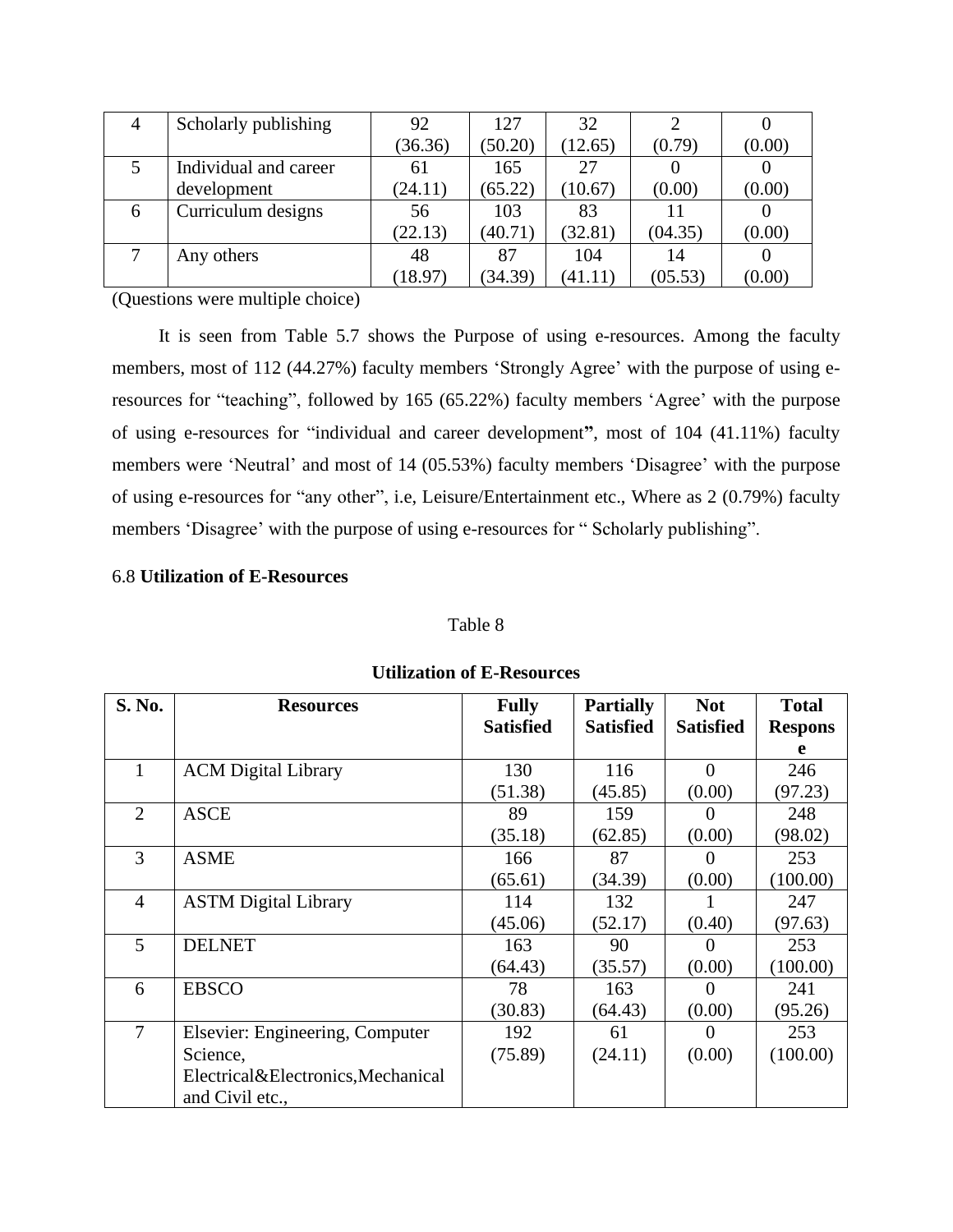| 4 | Scholarly publishing | 92 (36.36) | 127 (50.20) | 32 (12.65) | 2 (0.79) | 0 (0.00) |
|---|---|---|---|---|---|---|
| 5 | Individual and career development | 61 (24.11) | 165 (65.22) | 27 (10.67) | 0 (0.00) | 0 (0.00) |
| 6 | Curriculum designs | 56 (22.13) | 103 (40.71) | 83 (32.81) | 11 (04.35) | 0 (0.00) |
| 7 | Any others | 48 (18.97) | 87 (34.39) | 104 (41.11) | 14 (05.53) | 0 (0.00) |

(Questions were multiple choice)

It is seen from Table 5.7 shows the Purpose of using e-resources. Among the faculty members, most of 112 (44.27%) faculty members 'Strongly Agree' with the purpose of using e-resources for "teaching", followed by 165 (65.22%) faculty members 'Agree' with the purpose of using e-resources for "individual and career development**"**, most of 104 (41.11%) faculty members were 'Neutral' and most of 14 (05.53%) faculty members 'Disagree' with the purpose of using e-resources for "any other", i.e, Leisure/Entertainment etc., Where as 2 (0.79%) faculty members 'Disagree' with the purpose of using e-resources for " Scholarly publishing".

6.8 **Utilization of E-Resources**

Table 8

**Utilization of E-Resources**

| S. No. | Resources | Fully Satisfied | Partially Satisfied | Not Satisfied | Total Response |
|---|---|---|---|---|---|
| 1 | ACM Digital Library | 130 (51.38) | 116 (45.85) | 0 (0.00) | 246 (97.23) |
| 2 | ASCE | 89 (35.18) | 159 (62.85) | 0 (0.00) | 248 (98.02) |
| 3 | ASME | 166 (65.61) | 87 (34.39) | 0 (0.00) | 253 (100.00) |
| 4 | ASTM Digital Library | 114 (45.06) | 132 (52.17) | 1 (0.40) | 247 (97.63) |
| 5 | DELNET | 163 (64.43) | 90 (35.57) | 0 (0.00) | 253 (100.00) |
| 6 | EBSCO | 78 (30.83) | 163 (64.43) | 0 (0.00) | 241 (95.26) |
| 7 | Elsevier: Engineering, Computer Science, Electrical&Electronics,Mechanical and Civil etc., | 192 (75.89) | 61 (24.11) | 0 (0.00) | 253 (100.00) |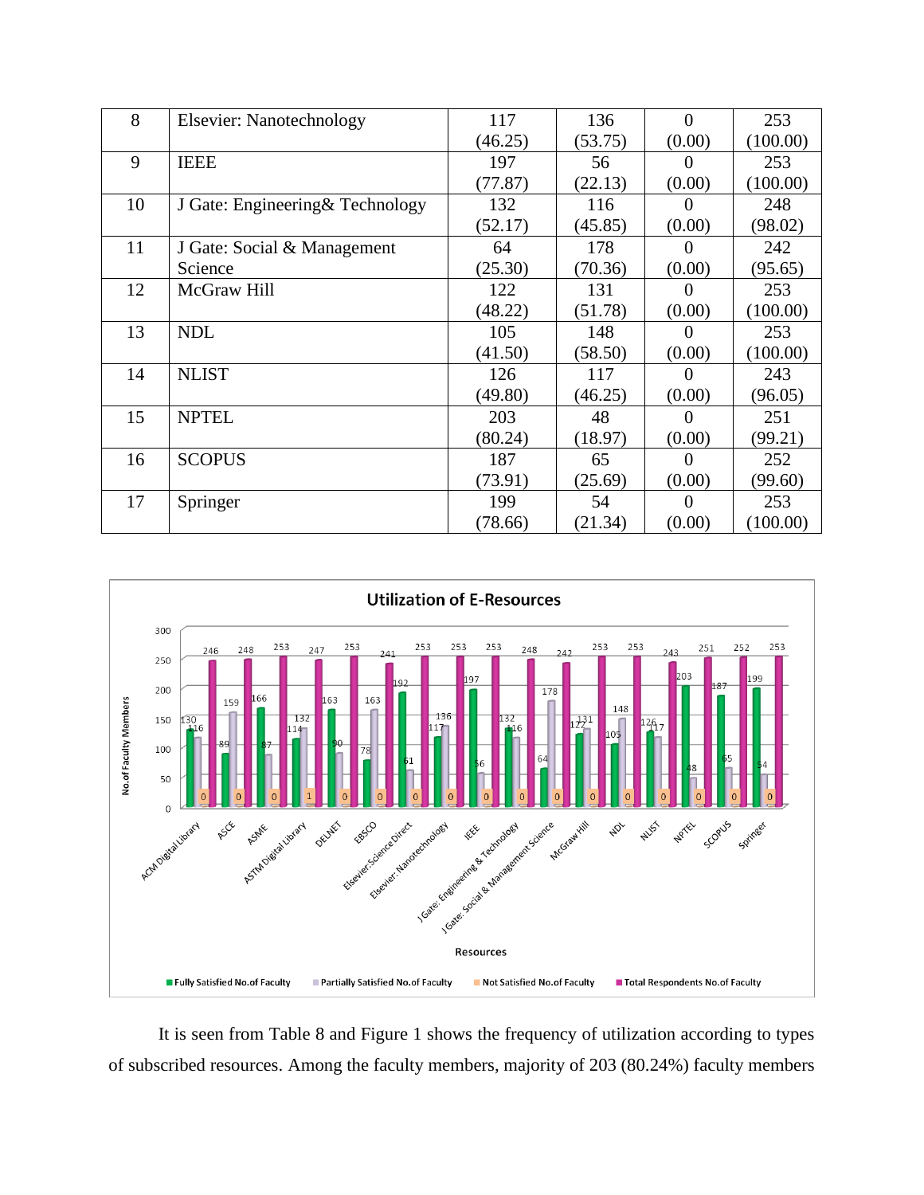| | | | | | |
|---|---|---|---|---|---|
| 8 | Elsevier: Nanotechnology | 117 (46.25) | 136 (53.75) | 0 (0.00) | 253 (100.00) |
| 9 | IEEE | 197 (77.87) | 56 (22.13) | 0 (0.00) | 253 (100.00) |
| 10 | J Gate: Engineering& Technology | 132 (52.17) | 116 (45.85) | 0 (0.00) | 248 (98.02) |
| 11 | J Gate: Social & Management Science | 64 (25.30) | 178 (70.36) | 0 (0.00) | 242 (95.65) |
| 12 | McGraw Hill | 122 (48.22) | 131 (51.78) | 0 (0.00) | 253 (100.00) |
| 13 | NDL | 105 (41.50) | 148 (58.50) | 0 (0.00) | 253 (100.00) |
| 14 | NLIST | 126 (49.80) | 117 (46.25) | 0 (0.00) | 243 (96.05) |
| 15 | NPTEL | 203 (80.24) | 48 (18.97) | 0 (0.00) | 251 (99.21) |
| 16 | SCOPUS | 187 (73.91) | 65 (25.69) | 0 (0.00) | 252 (99.60) |
| 17 | Springer | 199 (78.66) | 54 (21.34) | 0 (0.00) | 253 (100.00) |

It is seen from Table 8 and Figure 1 shows the frequency of utilization according to types of subscribed resources. Among the faculty members, majority of 203 (80.24%) faculty members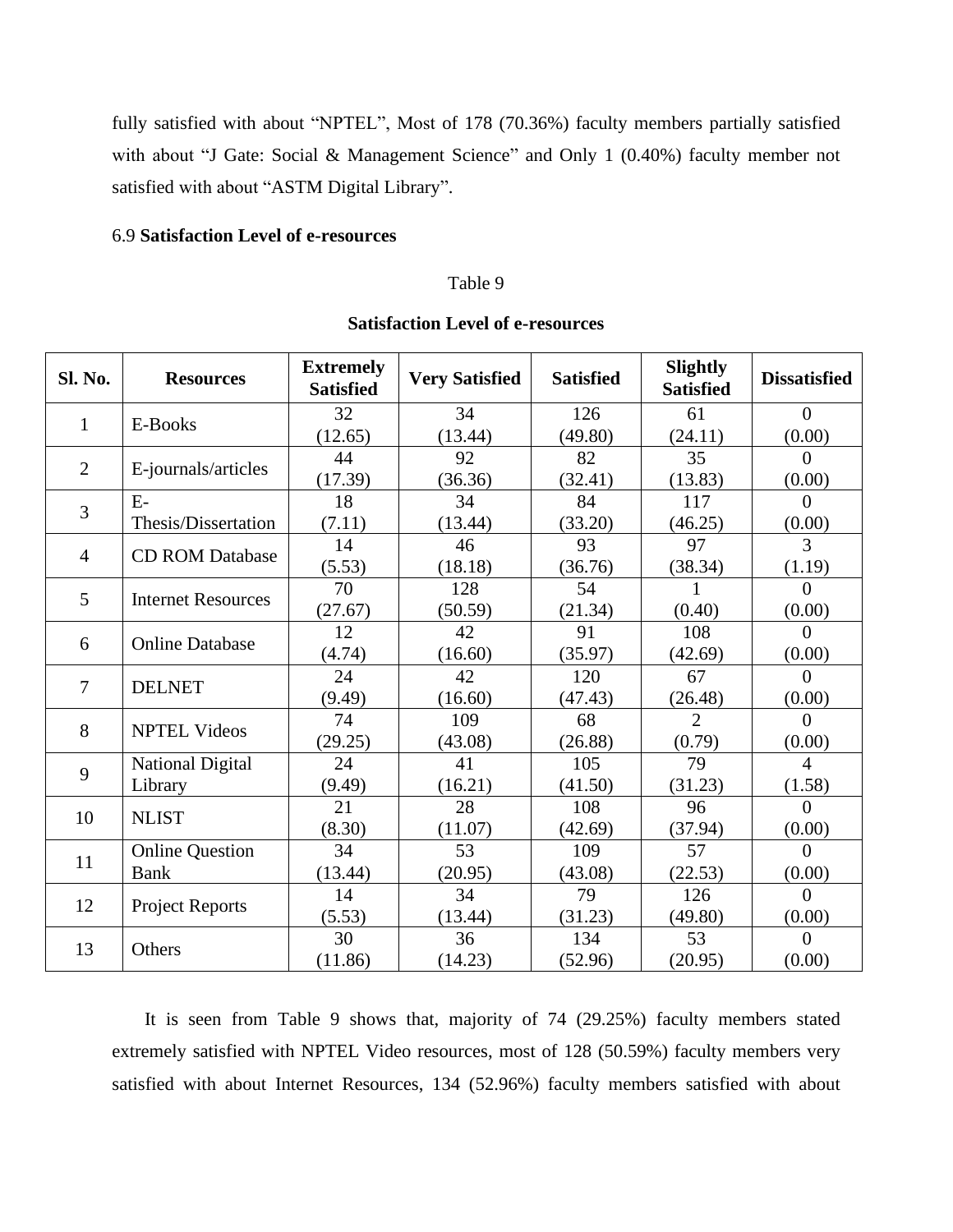fully satisfied with about "NPTEL", Most of 178 (70.36%) faculty members partially satisfied with about "J Gate: Social & Management Science" and Only 1 (0.40%) faculty member not satisfied with about "ASTM Digital Library".

### 6.9 **Satisfaction Level of e-resources**

Table 9

**Satisfaction Level of e-resources**

| Sl. No. | Resources | Extremely Satisfied | Very Satisfied | Satisfied | Slightly Satisfied | Dissatisfied |
|---|---|---|---|---|---|---|
| 1 | E-Books | 32 (12.65) | 34 (13.44) | 126 (49.80) | 61 (24.11) | 0 (0.00) |
| 2 | E-journals/articles | 44 (17.39) | 92 (36.36) | 82 (32.41) | 35 (13.83) | 0 (0.00) |
| 3 | E-Thesis/Dissertation | 18 (7.11) | 34 (13.44) | 84 (33.20) | 117 (46.25) | 0 (0.00) |
| 4 | CD ROM Database | 14 (5.53) | 46 (18.18) | 93 (36.76) | 97 (38.34) | 3 (1.19) |
| 5 | Internet Resources | 70 (27.67) | 128 (50.59) | 54 (21.34) | 1 (0.40) | 0 (0.00) |
| 6 | Online Database | 12 (4.74) | 42 (16.60) | 91 (35.97) | 108 (42.69) | 0 (0.00) |
| 7 | DELNET | 24 (9.49) | 42 (16.60) | 120 (47.43) | 67 (26.48) | 0 (0.00) |
| 8 | NPTEL Videos | 74 (29.25) | 109 (43.08) | 68 (26.88) | 2 (0.79) | 0 (0.00) |
| 9 | National Digital Library | 24 (9.49) | 41 (16.21) | 105 (41.50) | 79 (31.23) | 4 (1.58) |
| 10 | NLIST | 21 (8.30) | 28 (11.07) | 108 (42.69) | 96 (37.94) | 0 (0.00) |
| 11 | Online Question Bank | 34 (13.44) | 53 (20.95) | 109 (43.08) | 57 (22.53) | 0 (0.00) |
| 12 | Project Reports | 14 (5.53) | 34 (13.44) | 79 (31.23) | 126 (49.80) | 0 (0.00) |
| 13 | Others | 30 (11.86) | 36 (14.23) | 134 (52.96) | 53 (20.95) | 0 (0.00) |

It is seen from Table 9 shows that, majority of 74 (29.25%) faculty members stated extremely satisfied with NPTEL Video resources, most of 128 (50.59%) faculty members very satisfied with about Internet Resources, 134 (52.96%) faculty members satisfied with about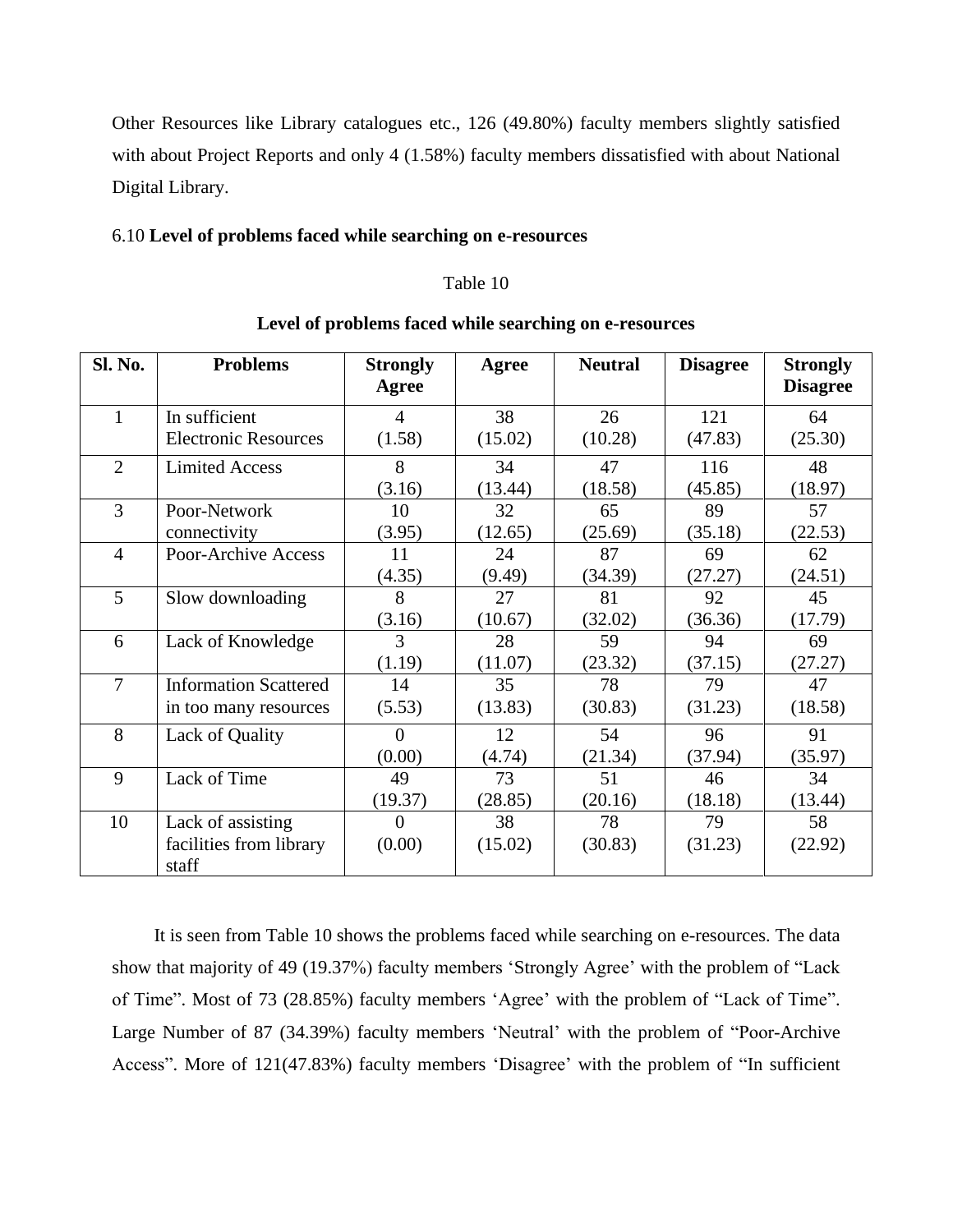Other Resources like Library catalogues etc., 126 (49.80%) faculty members slightly satisfied with about Project Reports and only 4 (1.58%) faculty members dissatisfied with about National Digital Library.

### 6.10 **Level of problems faced while searching on e-resources**

Table 10

**Level of problems faced while searching on e-resources**

| Sl. No. | Problems | Strongly Agree | Agree | Neutral | Disagree | Strongly Disagree |
|---|---|---|---|---|---|---|
| 1 | In sufficient Electronic Resources | 4 (1.58) | 38 (15.02) | 26 (10.28) | 121 (47.83) | 64 (25.30) |
| 2 | Limited Access | 8 (3.16) | 34 (13.44) | 47 (18.58) | 116 (45.85) | 48 (18.97) |
| 3 | Poor-Network connectivity | 10 (3.95) | 32 (12.65) | 65 (25.69) | 89 (35.18) | 57 (22.53) |
| 4 | Poor-Archive Access | 11 (4.35) | 24 (9.49) | 87 (34.39) | 69 (27.27) | 62 (24.51) |
| 5 | Slow downloading | 8 (3.16) | 27 (10.67) | 81 (32.02) | 92 (36.36) | 45 (17.79) |
| 6 | Lack of Knowledge | 3 (1.19) | 28 (11.07) | 59 (23.32) | 94 (37.15) | 69 (27.27) |
| 7 | Information Scattered in too many resources | 14 (5.53) | 35 (13.83) | 78 (30.83) | 79 (31.23) | 47 (18.58) |
| 8 | Lack of Quality | 0 (0.00) | 12 (4.74) | 54 (21.34) | 96 (37.94) | 91 (35.97) |
| 9 | Lack of Time | 49 (19.37) | 73 (28.85) | 51 (20.16) | 46 (18.18) | 34 (13.44) |
| 10 | Lack of assisting facilities from library staff | 0 (0.00) | 38 (15.02) | 78 (30.83) | 79 (31.23) | 58 (22.92) |

It is seen from Table 10 shows the problems faced while searching on e-resources. The data show that majority of 49 (19.37%) faculty members 'Strongly Agree' with the problem of "Lack of Time". Most of 73 (28.85%) faculty members 'Agree' with the problem of "Lack of Time". Large Number of 87 (34.39%) faculty members 'Neutral' with the problem of "Poor-Archive Access". More of 121(47.83%) faculty members 'Disagree' with the problem of "In sufficient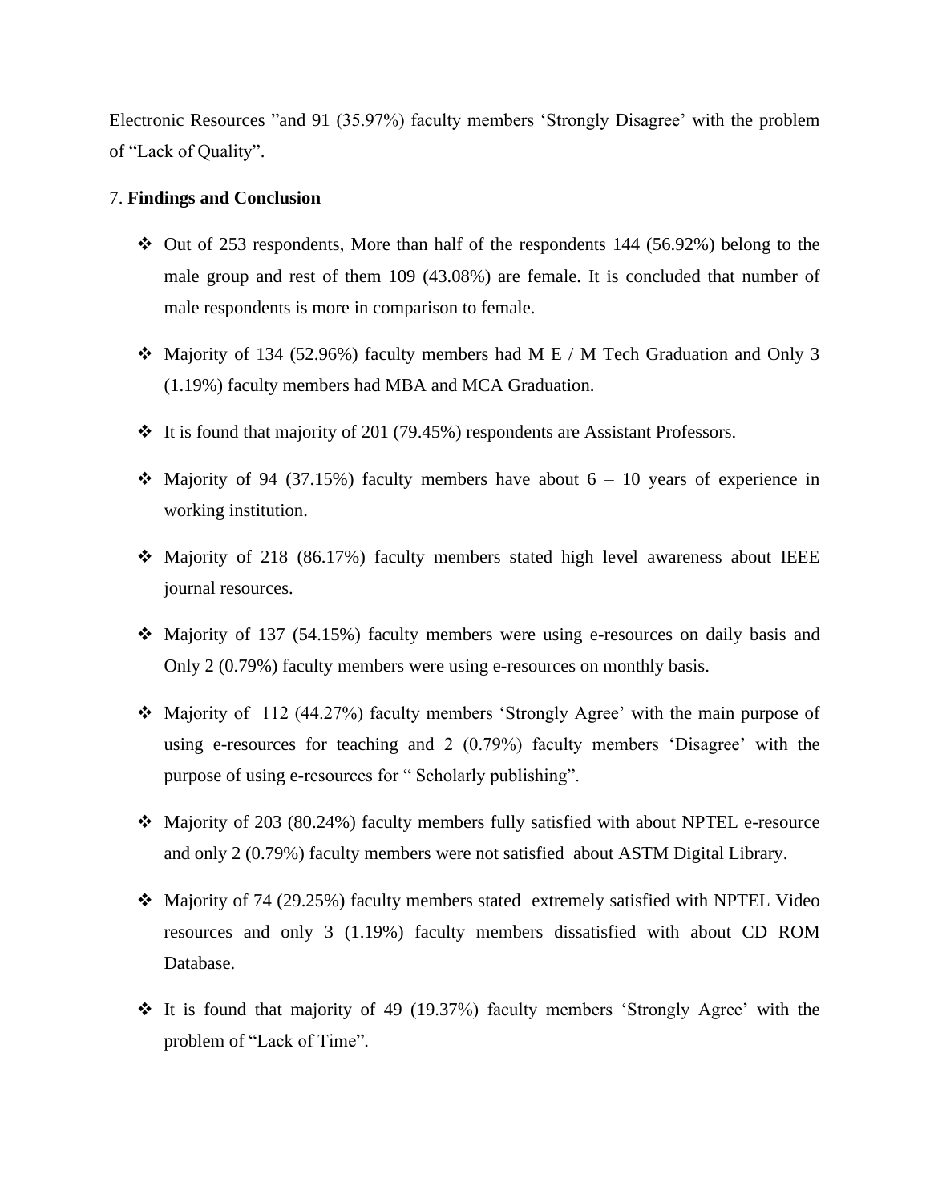Electronic Resources "and 91 (35.97%) faculty members 'Strongly Disagree' with the problem of "Lack of Quality".

## 7. **Findings and Conclusion**

- Out of 253 respondents, More than half of the respondents 144 (56.92%) belong to the male group and rest of them 109 (43.08%) are female. It is concluded that number of male respondents is more in comparison to female.
- Majority of 134 (52.96%) faculty members had M E / M Tech Graduation and Only 3 (1.19%) faculty members had MBA and MCA Graduation.
- It is found that majority of 201 (79.45%) respondents are Assistant Professors.
- Majority of 94 (37.15%) faculty members have about 6 – 10 years of experience in working institution.
- Majority of 218 (86.17%) faculty members stated high level awareness about IEEE journal resources.
- Majority of 137 (54.15%) faculty members were using e-resources on daily basis and Only 2 (0.79%) faculty members were using e-resources on monthly basis.
- Majority of 112 (44.27%) faculty members 'Strongly Agree' with the main purpose of using e-resources for teaching and 2 (0.79%) faculty members 'Disagree' with the purpose of using e-resources for " Scholarly publishing".
- Majority of 203 (80.24%) faculty members fully satisfied with about NPTEL e-resource and only 2 (0.79%) faculty members were not satisfied about ASTM Digital Library.
- Majority of 74 (29.25%) faculty members stated extremely satisfied with NPTEL Video resources and only 3 (1.19%) faculty members dissatisfied with about CD ROM Database.
- It is found that majority of 49 (19.37%) faculty members 'Strongly Agree' with the problem of "Lack of Time".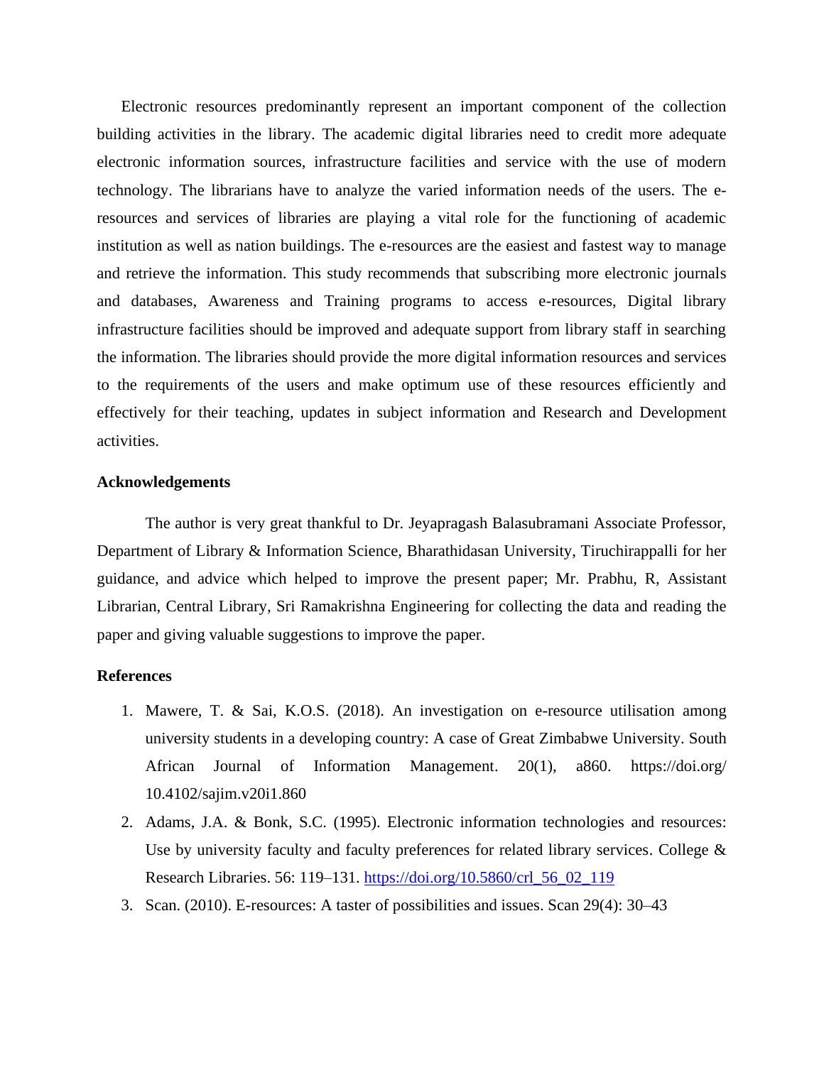Electronic resources predominantly represent an important component of the collection building activities in the library. The academic digital libraries need to credit more adequate electronic information sources, infrastructure facilities and service with the use of modern technology. The librarians have to analyze the varied information needs of the users. The e-resources and services of libraries are playing a vital role for the functioning of academic institution as well as nation buildings. The e-resources are the easiest and fastest way to manage and retrieve the information. This study recommends that subscribing more electronic journals and databases, Awareness and Training programs to access e-resources, Digital library infrastructure facilities should be improved and adequate support from library staff in searching the information. The libraries should provide the more digital information resources and services to the requirements of the users and make optimum use of these resources efficiently and effectively for their teaching, updates in subject information and Research and Development activities.

**Acknowledgements**

The author is very great thankful to Dr. Jeyapragash Balasubramani Associate Professor, Department of Library & Information Science, Bharathidasan University, Tiruchirappalli for her guidance, and advice which helped to improve the present paper; Mr. Prabhu, R, Assistant Librarian, Central Library, Sri Ramakrishna Engineering for collecting the data and reading the paper and giving valuable suggestions to improve the paper.

**References**

1. Mawere, T. & Sai, K.O.S. (2018). An investigation on e-resource utilisation among university students in a developing country: A case of Great Zimbabwe University. South African Journal of Information Management. 20(1), a860. https://doi.org/10.4102/sajim.v20i1.860
2. Adams, J.A. & Bonk, S.C. (1995). Electronic information technologies and resources: Use by university faculty and faculty preferences for related library services. College & Research Libraries. 56: 119–131. https://doi.org/10.5860/crl_56_02_119
3. Scan. (2010). E-resources: A taster of possibilities and issues. Scan 29(4): 30–43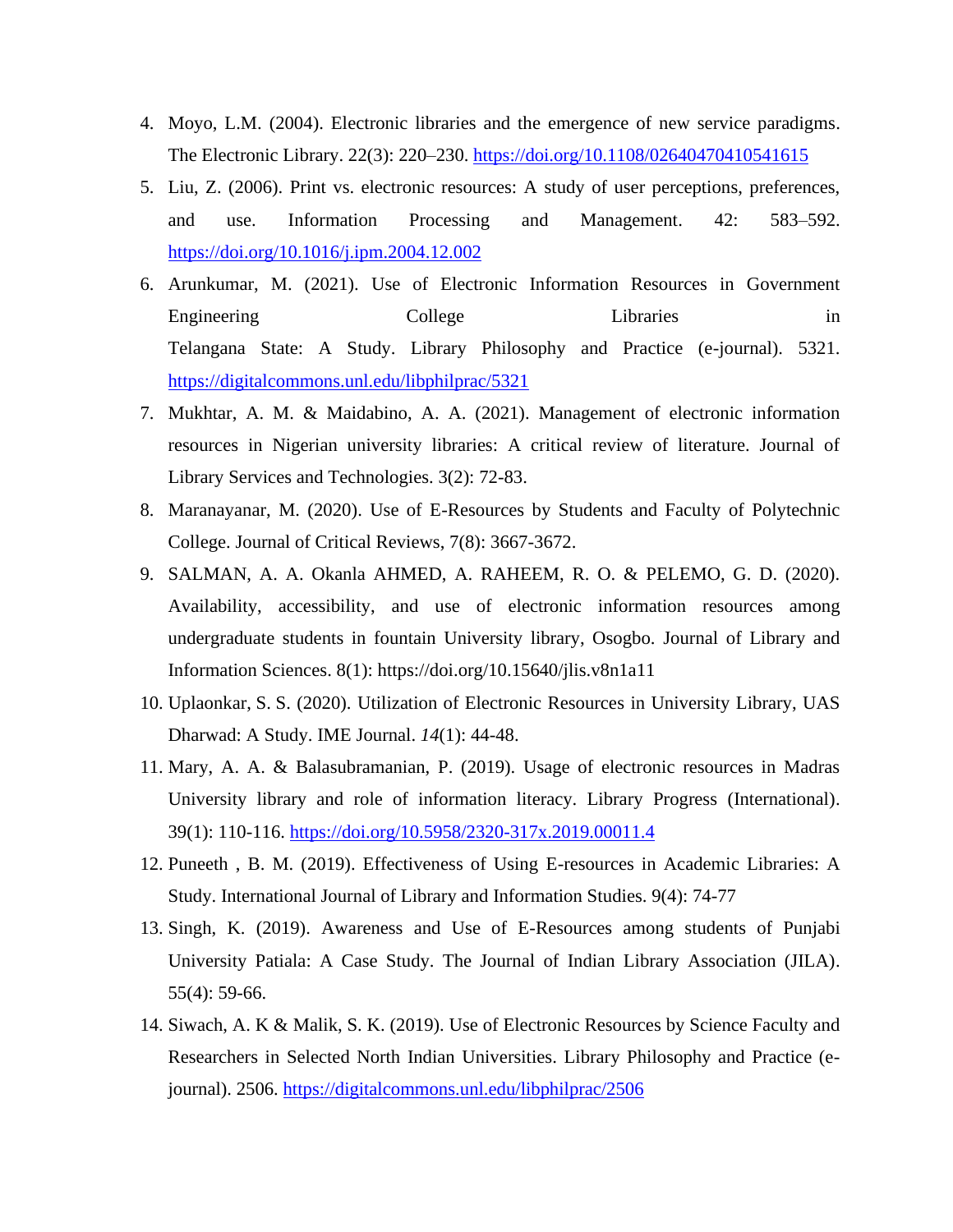4. Moyo, L.M. (2004). Electronic libraries and the emergence of new service paradigms. The Electronic Library. 22(3): 220–230. https://doi.org/10.1108/02640470410541615
5. Liu, Z. (2006). Print vs. electronic resources: A study of user perceptions, preferences, and use. Information Processing and Management. 42: 583–592. https://doi.org/10.1016/j.ipm.2004.12.002
6. Arunkumar, M. (2021). Use of Electronic Information Resources in Government Engineering College Libraries in Telangana State: A Study. Library Philosophy and Practice (e-journal). 5321. https://digitalcommons.unl.edu/libphilprac/5321
7. Mukhtar, A. M. & Maidabino, A. A. (2021). Management of electronic information resources in Nigerian university libraries: A critical review of literature. Journal of Library Services and Technologies. 3(2): 72-83.
8. Maranayanar, M. (2020). Use of E-Resources by Students and Faculty of Polytechnic College. Journal of Critical Reviews, 7(8): 3667-3672.
9. SALMAN, A. A. Okanla AHMED, A. RAHEEM, R. O. & PELEMO, G. D. (2020). Availability, accessibility, and use of electronic information resources among undergraduate students in fountain University library, Osogbo. Journal of Library and Information Sciences. 8(1): https://doi.org/10.15640/jlis.v8n1a11
10. Uplaonkar, S. S. (2020). Utilization of Electronic Resources in University Library, UAS Dharwad: A Study. IME Journal. *14*(1): 44-48.
11. Mary, A. A. & Balasubramanian, P. (2019). Usage of electronic resources in Madras University library and role of information literacy. Library Progress (International). 39(1): 110-116. https://doi.org/10.5958/2320-317x.2019.00011.4
12. Puneeth , B. M. (2019). Effectiveness of Using E-resources in Academic Libraries: A Study. International Journal of Library and Information Studies. 9(4): 74-77
13. Singh, K. (2019). Awareness and Use of E-Resources among students of Punjabi University Patiala: A Case Study. The Journal of Indian Library Association (JILA). 55(4): 59-66.
14. Siwach, A. K & Malik, S. K. (2019). Use of Electronic Resources by Science Faculty and Researchers in Selected North Indian Universities. Library Philosophy and Practice (e-journal). 2506. https://digitalcommons.unl.edu/libphilprac/2506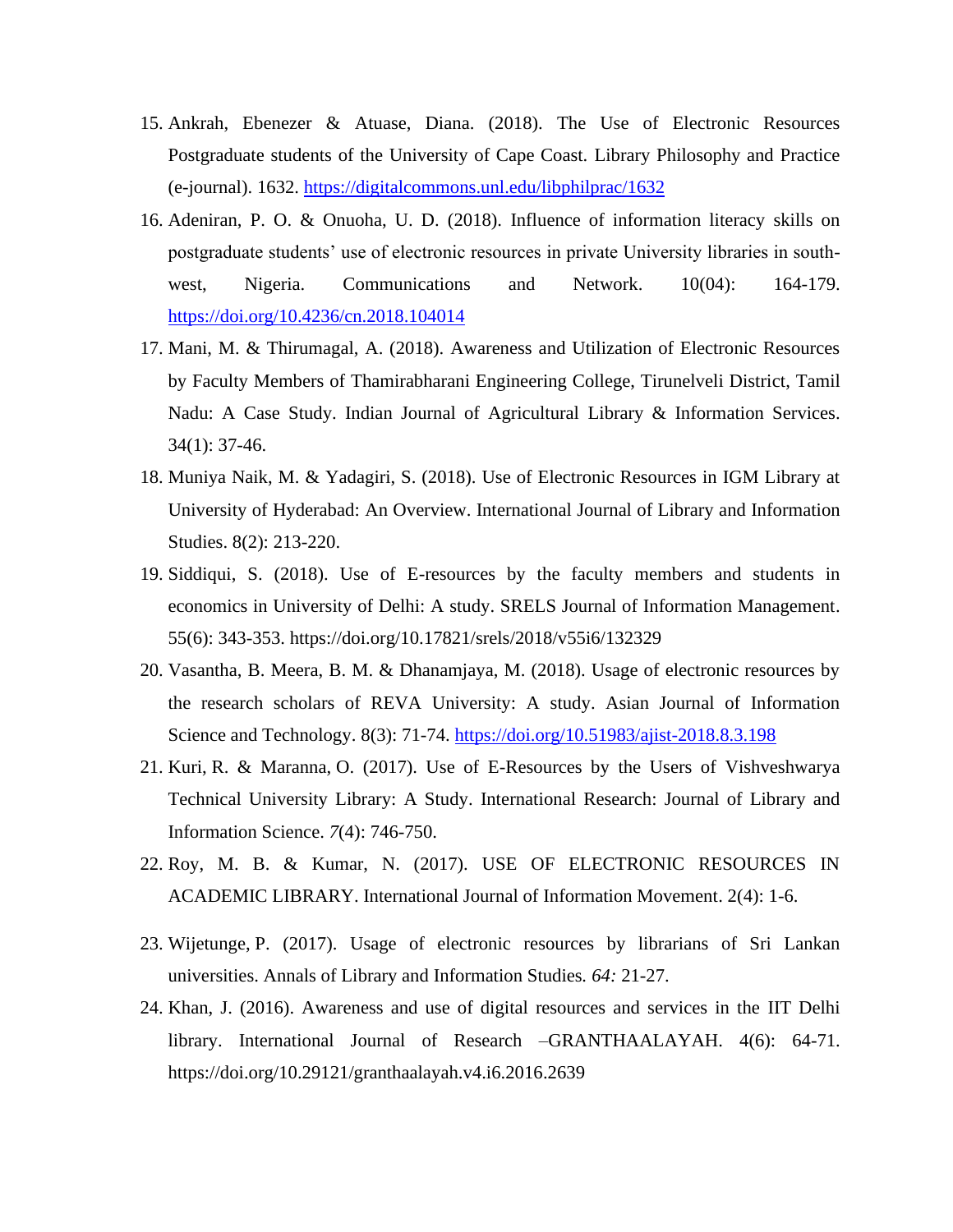15. Ankrah, Ebenezer & Atuase, Diana. (2018). The Use of Electronic Resources Postgraduate students of the University of Cape Coast. Library Philosophy and Practice (e-journal). 1632. https://digitalcommons.unl.edu/libphilprac/1632
16. Adeniran, P. O. & Onuoha, U. D. (2018). Influence of information literacy skills on postgraduate students' use of electronic resources in private University libraries in south-west, Nigeria. Communications and Network. 10(04): 164-179. https://doi.org/10.4236/cn.2018.104014
17. Mani, M. & Thirumagal, A. (2018). Awareness and Utilization of Electronic Resources by Faculty Members of Thamirabharani Engineering College, Tirunelveli District, Tamil Nadu: A Case Study. Indian Journal of Agricultural Library & Information Services. 34(1): 37-46.
18. Muniya Naik, M. & Yadagiri, S. (2018). Use of Electronic Resources in IGM Library at University of Hyderabad: An Overview. International Journal of Library and Information Studies. 8(2): 213-220.
19. Siddiqui, S. (2018). Use of E-resources by the faculty members and students in economics in University of Delhi: A study. SRELS Journal of Information Management. 55(6): 343-353. https://doi.org/10.17821/srels/2018/v55i6/132329
20. Vasantha, B. Meera, B. M. & Dhanamjaya, M. (2018). Usage of electronic resources by the research scholars of REVA University: A study. Asian Journal of Information Science and Technology. 8(3): 71-74. https://doi.org/10.51983/ajist-2018.8.3.198
21. Kuri, R. & Maranna, O. (2017). Use of E-Resources by the Users of Vishveshwarya Technical University Library: A Study. International Research: Journal of Library and Information Science. *7*(4): 746-750.
22. Roy, M. B. & Kumar, N. (2017). USE OF ELECTRONIC RESOURCES IN ACADEMIC LIBRARY. International Journal of Information Movement. 2(4): 1-6.
23. Wijetunge, P. (2017). Usage of electronic resources by librarians of Sri Lankan universities. Annals of Library and Information Studies. *64:* 21-27.
24. Khan, J. (2016). Awareness and use of digital resources and services in the IIT Delhi library. International Journal of Research –GRANTHAALAYAH. 4(6): 64-71. https://doi.org/10.29121/granthaalayah.v4.i6.2016.2639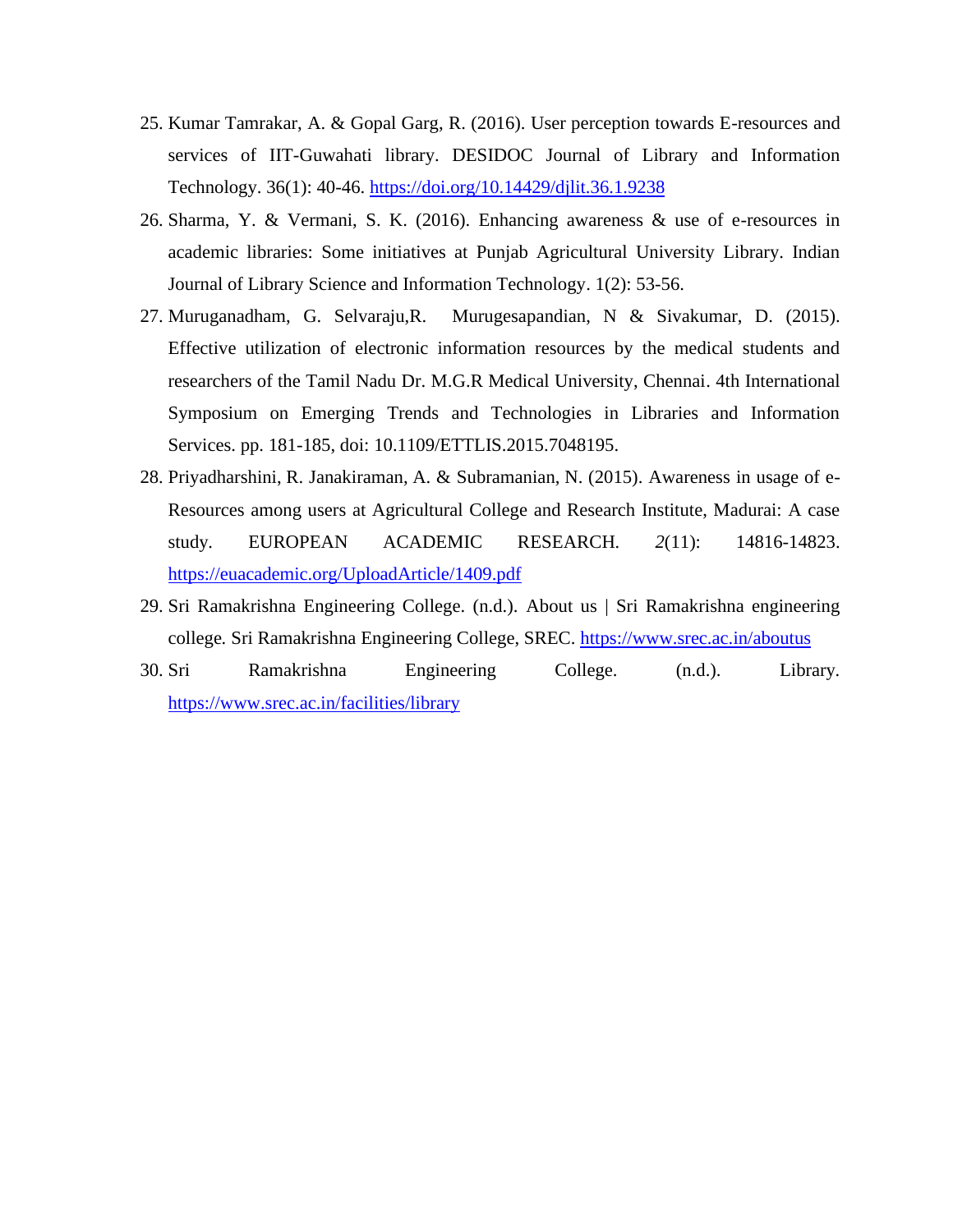25. Kumar Tamrakar, A. & Gopal Garg, R. (2016). User perception towards E-resources and services of IIT-Guwahati library. DESIDOC Journal of Library and Information Technology. 36(1): 40-46. https://doi.org/10.14429/djlit.36.1.9238
26. Sharma, Y. & Vermani, S. K. (2016). Enhancing awareness & use of e-resources in academic libraries: Some initiatives at Punjab Agricultural University Library. Indian Journal of Library Science and Information Technology. 1(2): 53-56.
27. Muruganadham, G. Selvaraju,R. Murugesapandian, N & Sivakumar, D. (2015). Effective utilization of electronic information resources by the medical students and researchers of the Tamil Nadu Dr. M.G.R Medical University, Chennai. 4th International Symposium on Emerging Trends and Technologies in Libraries and Information Services. pp. 181-185, doi: 10.1109/ETTLIS.2015.7048195.
28. Priyadharshini, R. Janakiraman, A. & Subramanian, N. (2015). Awareness in usage of e-Resources among users at Agricultural College and Research Institute, Madurai: A case study. EUROPEAN ACADEMIC RESEARCH. *2*(11): 14816-14823. https://euacademic.org/UploadArticle/1409.pdf
29. Sri Ramakrishna Engineering College. (n.d.). About us | Sri Ramakrishna engineering college*.* Sri Ramakrishna Engineering College, SREC. https://www.srec.ac.in/aboutus
30. Sri Ramakrishna Engineering College. (n.d.). Library. https://www.srec.ac.in/facilities/library